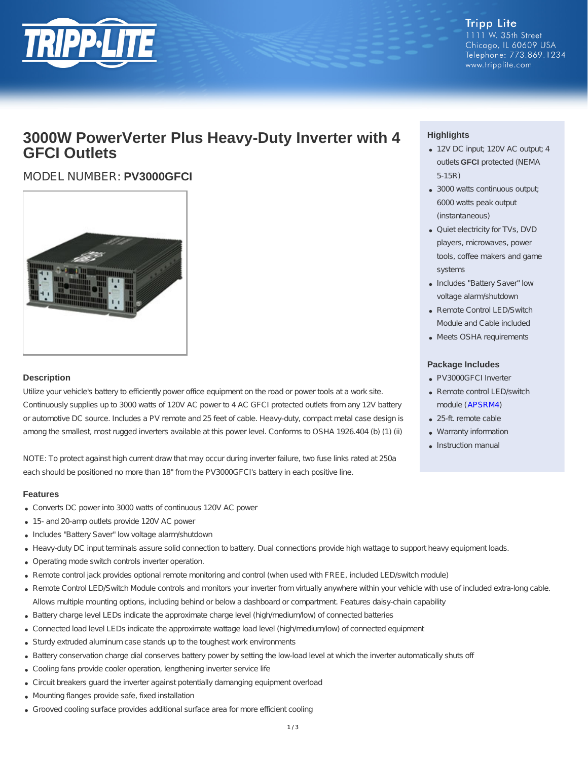Tripp Lite
1111 W. 35th Street
Chicago, IL 60609 USA
Telephone: 773.869.1234
www.tripplite.com

# 3000W PowerVerter Plus Heavy-Duty Inverter with 4 GFCI Outlets

## MODEL NUMBER: **PV3000GFCI**

### Highlights

- 12V DC input; 120V AC output; 4 outlets **GFCI** protected (NEMA 5-15R)
- 3000 watts continuous output; 6000 watts peak output (instantaneous)
- Quiet electricity for TVs, DVD players, microwaves, power tools, coffee makers and game systems
- Includes "Battery Saver" low voltage alarm/shutdown
- Remote Control LED/Switch Module and Cable included
- Meets OSHA requirements

### Package Includes

- PV3000GFCI Inverter
- Remote control LED/switch module (APSRM4)
- 25-ft. remote cable
- Warranty information
- Instruction manual

### Description

Utilize your vehicle's battery to efficiently power office equipment on the road or power tools at a work site. Continuously supplies up to 3000 watts of 120V AC power to 4 AC GFCI protected outlets from any 12V battery or automotive DC source. Includes a PV remote and 25 feet of cable. Heavy-duty, compact metal case design is among the smallest, most rugged inverters available at this power level. Conforms to OSHA 1926.404 (b) (1) (ii)

NOTE: To protect against high current draw that may occur during inverter failure, two fuse links rated at 250a each should be positioned no more than 18" from the PV3000GFCI's battery in each positive line.

### Features

- Converts DC power into 3000 watts of continuous 120V AC power
- 15- and 20-amp outlets provide 120V AC power
- Includes "Battery Saver" low voltage alarm/shutdown
- Heavy-duty DC input terminals assure solid connection to battery. Dual connections provide high wattage to support heavy equipment loads.
- Operating mode switch controls inverter operation.
- Remote control jack provides optional remote monitoring and control (when used with FREE, included LED/switch module)
- Remote Control LED/Switch Module controls and monitors your inverter from virtually anywhere within your vehicle with use of included extra-long cable. Allows multiple mounting options, including behind or below a dashboard or compartment. Features daisy-chain capability
- Battery charge level LEDs indicate the approximate charge level (high/medium/low) of connected batteries
- Connected load level LEDs indicate the approximate wattage load level (high/medium/low) of connected equipment
- Sturdy extruded aluminum case stands up to the toughest work environments
- Battery conservation charge dial conserves battery power by setting the low-load level at which the inverter automatically shuts off
- Cooling fans provide cooler operation, lengthening inverter service life
- Circuit breakers guard the inverter against potentially damanging equipment overload
- Mounting flanges provide safe, fixed installation
- Grooved cooling surface provides additional surface area for more efficient cooling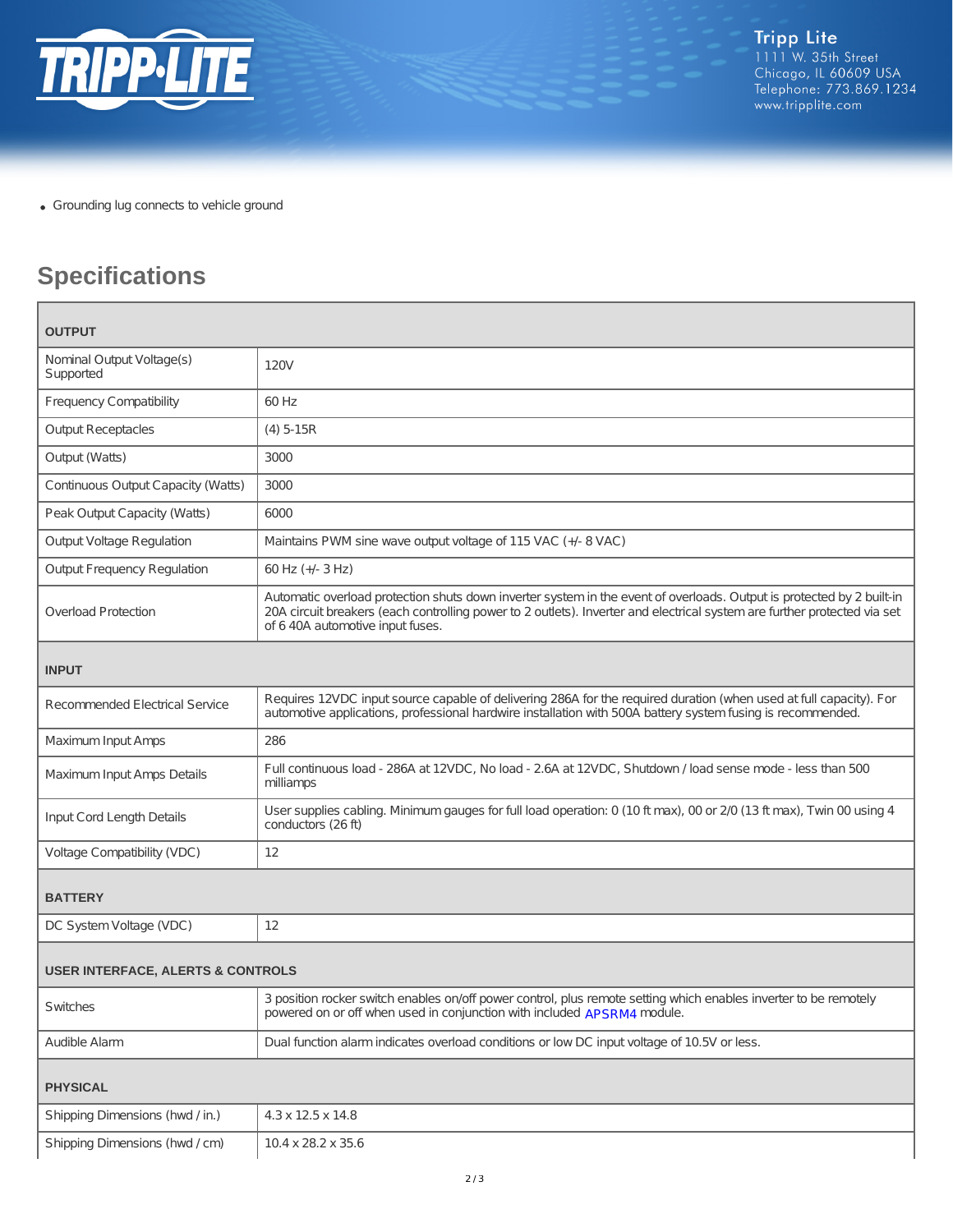- Grounding lug connects to vehicle ground

## Specifications

| | |
|---|---|
| **OUTPUT** | |
| Nominal Output Voltage(s) Supported | 120V |
| Frequency Compatibility | 60 Hz |
| Output Receptacles | (4) 5-15R |
| Output (Watts) | 3000 |
| Continuous Output Capacity (Watts) | 3000 |
| Peak Output Capacity (Watts) | 6000 |
| Output Voltage Regulation | Maintains PWM sine wave output voltage of 115 VAC (+/- 8 VAC) |
| Output Frequency Regulation | 60 Hz (+/- 3 Hz) |
| Overload Protection | Automatic overload protection shuts down inverter system in the event of overloads. Output is protected by 2 built-in 20A circuit breakers (each controlling power to 2 outlets). Inverter and electrical system are further protected via set of 6 40A automotive input fuses. |
| **INPUT** | |
| Recommended Electrical Service | Requires 12VDC input source capable of delivering 286A for the required duration (when used at full capacity). For automotive applications, professional hardwire installation with 500A battery system fusing is recommended. |
| Maximum Input Amps | 286 |
| Maximum Input Amps Details | Full continuous load - 286A at 12VDC, No load - 2.6A at 12VDC, Shutdown / load sense mode - less than 500 milliamps |
| Input Cord Length Details | User supplies cabling. Minimum gauges for full load operation: 0 (10 ft max), 00 or 2/0 (13 ft max), Twin 00 using 4 conductors (26 ft) |
| Voltage Compatibility (VDC) | 12 |
| **BATTERY** | |
| DC System Voltage (VDC) | 12 |
| **USER INTERFACE, ALERTS & CONTROLS** | |
| Switches | 3 position rocker switch enables on/off power control, plus remote setting which enables inverter to be remotely powered on or off when used in conjunction with included APSRM4 module. |
| Audible Alarm | Dual function alarm indicates overload conditions or low DC input voltage of 10.5V or less. |
| **PHYSICAL** | |
| Shipping Dimensions (hwd / in.) | 4.3 x 12.5 x 14.8 |
| Shipping Dimensions (hwd / cm) | 10.4 x 28.2 x 35.6 |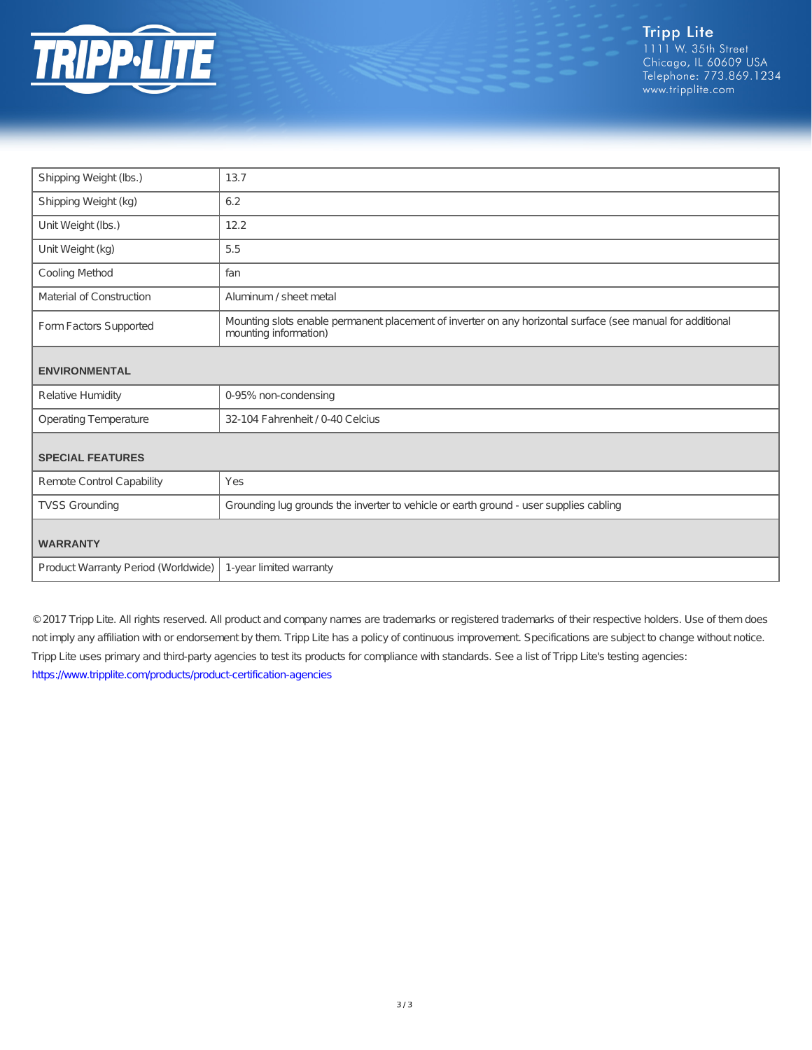| | |
|---|---|
| Shipping Weight (lbs.) | 13.7 |
| Shipping Weight (kg) | 6.2 |
| Unit Weight (lbs.) | 12.2 |
| Unit Weight (kg) | 5.5 |
| Cooling Method | fan |
| Material of Construction | Aluminum / sheet metal |
| Form Factors Supported | Mounting slots enable permanent placement of inverter on any horizontal surface (see manual for additional mounting information) |
| **ENVIRONMENTAL** | |
| Relative Humidity | 0-95% non-condensing |
| Operating Temperature | 32-104 Fahrenheit / 0-40 Celcius |
| **SPECIAL FEATURES** | |
| Remote Control Capability | Yes |
| TVSS Grounding | Grounding lug grounds the inverter to vehicle or earth ground - user supplies cabling |
| **WARRANTY** | |
| Product Warranty Period (Worldwide) | 1-year limited warranty |

© 2017 Tripp Lite. All rights reserved. All product and company names are trademarks or registered trademarks of their respective holders. Use of them does not imply any affiliation with or endorsement by them. Tripp Lite has a policy of continuous improvement. Specifications are subject to change without notice. Tripp Lite uses primary and third-party agencies to test its products for compliance with standards. See a list of Tripp Lite's testing agencies: https://www.tripplite.com/products/product-certification-agencies